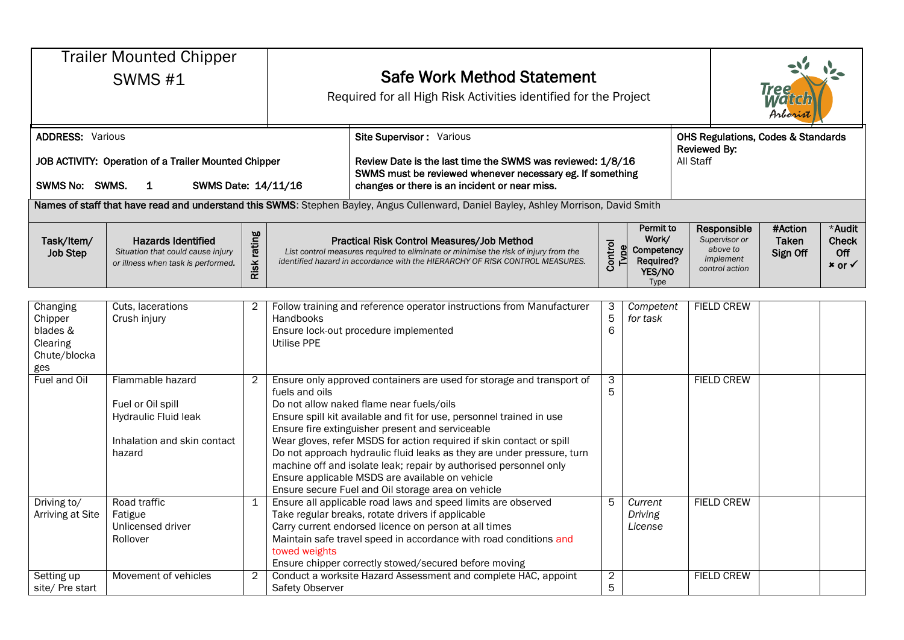# Trailer Mounted Chipper SWMS #1

## Safe Work Method Statement

Required for all High Risk Activities identified for the Project

Tree Watch Arborist

| | | |
|---|---|---|
| **ADDRESS:** Various<br><br>**JOB ACTIVITY: Operation of a Trailer Mounted Chipper**<br><br>**SWMS No: SWMS. 1 SWMS Date: 14/11/16** | **Site Supervisor:** Various<br><br>**Review Date is the last time the SWMS was reviewed: 1/8/16**<br>**SWMS must be reviewed whenever necessary eg. If something changes or there is an incident or near miss.** | **OHS Regulations, Codes & Standards Reviewed By:**<br>All Staff |

**Names of staff that have read and understand this SWMS**: Stephen Bayley, Angus Cullenward, Daniel Bayley, Ashley Morrison, David Smith

| Task/Item/ Job Step | Hazards Identified<br>*Situation that could cause injury or illness when task is performed.* | Risk rating | Practical Risk Control Measures/Job Method<br>*List control measures required to eliminate or minimise the risk of injury from the identified hazard in accordance with the HIERARCHY OF RISK CONTROL MEASURES.* | Control Type | Permit to Work/ Competency Required? YES/NO Type | Responsible<br>*Supervisor or above to implement control action* | #Action Taken Sign Off | *Audit Check Off ✖ or ✓ |
|---|---|---|---|---|---|---|---|---|
| Changing Chipper blades & Clearing Chute/blockages | Cuts, lacerations<br>Crush injury | 2 | Follow training and reference operator instructions from Manufacturer Handbooks<br>Ensure lock-out procedure implemented<br>Utilise PPE | 3<br>5<br>6 | *Competent for task* | FIELD CREW | | |
| Fuel and Oil | Flammable hazard<br><br>Fuel or Oil spill<br>Hydraulic Fluid leak<br><br>Inhalation and skin contact hazard | 2 | Ensure only approved containers are used for storage and transport of fuels and oils<br>Do not allow naked flame near fuels/oils<br>Ensure spill kit available and fit for use, personnel trained in use<br>Ensure fire extinguisher present and serviceable<br>Wear gloves, refer MSDS for action required if skin contact or spill<br>Do not approach hydraulic fluid leaks as they are under pressure, turn machine off and isolate leak; repair by authorised personnel only<br>Ensure applicable MSDS are available on vehicle<br>Ensure secure Fuel and Oil storage area on vehicle | 3<br>5 | | FIELD CREW | | |
| Driving to/ Arriving at Site | Road traffic<br>Fatigue<br>Unlicensed driver<br>Rollover | 1 | Ensure all applicable road laws and speed limits are observed<br>Take regular breaks, rotate drivers if applicable<br>Carry current endorsed licence on person at all times<br>Maintain safe travel speed in accordance with road conditions and towed weights<br>Ensure chipper correctly stowed/secured before moving | 5 | *Current Driving License* | FIELD CREW | | |
| Setting up site/ Pre start | Movement of vehicles | 2 | Conduct a worksite Hazard Assessment and complete HAC, appoint Safety Observer | 2<br>5 | | FIELD CREW | | |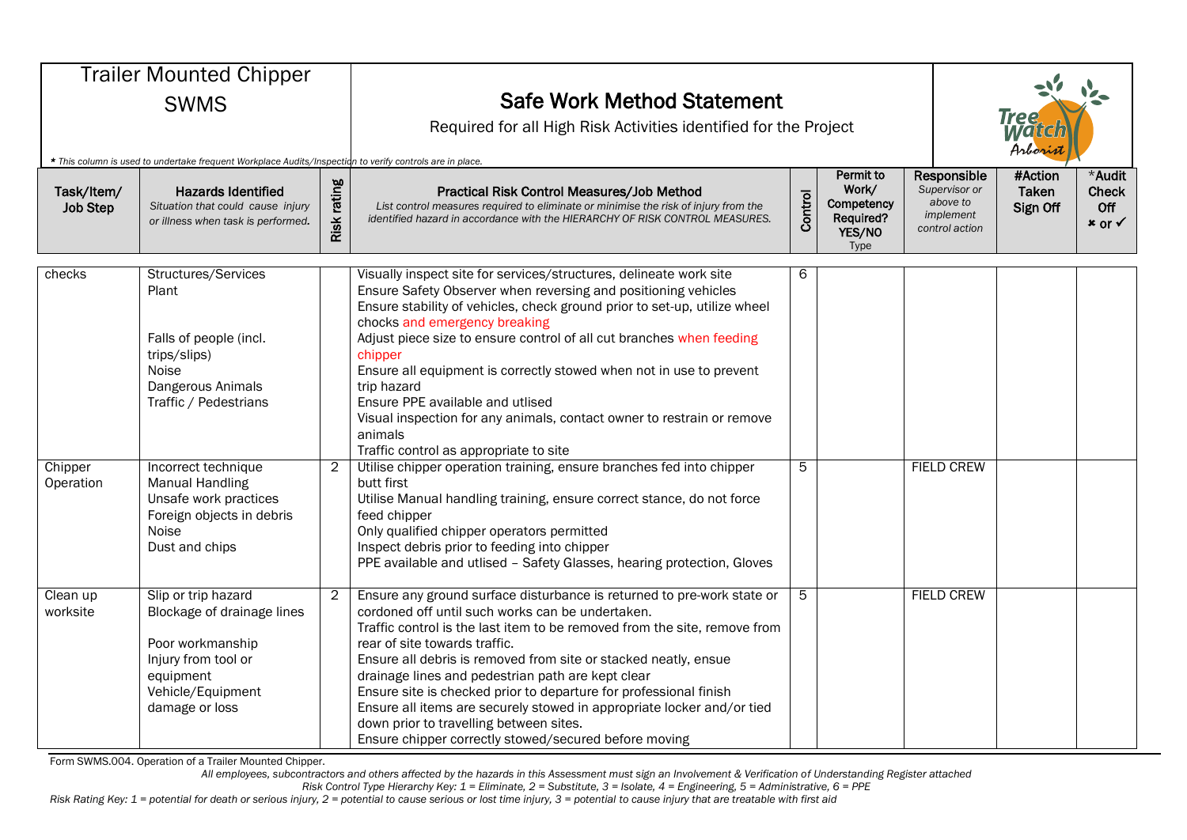# Trailer Mounted Chipper SWMS

## Safe Work Method Statement

Required for all High Risk Activities identified for the Project

*\* This column is used to undertake frequent Workplace Audits/Inspection to verify controls are in place.*

| Task/Item/ Job Step | Hazards Identified *Situation that could cause injury or illness when task is performed.* | Risk rating | Practical Risk Control Measures/Job Method *List control measures required to eliminate or minimise the risk of injury from the identified hazard in accordance with the HIERARCHY OF RISK CONTROL MEASURES.* | Control Type | Permit to Work/ Competency Required? YES/NO | Responsible *Supervisor or above to implement control action* | #Action Taken Sign Off | *Audit Check Off ✗ or ✓ |
|---|---|---|---|---|---|---|---|---|
| checks | Structures/Services<br>Plant<br><br>Falls of people (incl. trips/slips)<br>Noise<br>Dangerous Animals<br>Traffic / Pedestrians | | Visually inspect site for services/structures, delineate work site<br>Ensure Safety Observer when reversing and positioning vehicles<br>Ensure stability of vehicles, check ground prior to set-up, utilize wheel chocks and emergency breaking<br>Adjust piece size to ensure control of all cut branches when feeding chipper<br>Ensure all equipment is correctly stowed when not in use to prevent trip hazard<br>Ensure PPE available and utlised<br>Visual inspection for any animals, contact owner to restrain or remove animals<br>Traffic control as appropriate to site | 6 | | | | |
| Chipper Operation | Incorrect technique<br>Manual Handling<br>Unsafe work practices<br>Foreign objects in debris<br>Noise<br>Dust and chips | 2 | Utilise chipper operation training, ensure branches fed into chipper butt first<br>Utilise Manual handling training, ensure correct stance, do not force feed chipper<br>Only qualified chipper operators permitted<br>Inspect debris prior to feeding into chipper<br>PPE available and utlised – Safety Glasses, hearing protection, Gloves | 5 | | FIELD CREW | | |
| Clean up worksite | Slip or trip hazard<br>Blockage of drainage lines<br><br>Poor workmanship<br>Injury from tool or equipment<br>Vehicle/Equipment damage or loss | 2 | Ensure any ground surface disturbance is returned to pre-work state or cordoned off until such works can be undertaken.<br>Traffic control is the last item to be removed from the site, remove from rear of site towards traffic.<br>Ensure all debris is removed from site or stacked neatly, ensue drainage lines and pedestrian path are kept clear<br>Ensure site is checked prior to departure for professional finish<br>Ensure all items are securely stowed in appropriate locker and/or tied down prior to travelling between sites.<br>Ensure chipper correctly stowed/secured before moving | 5 | | FIELD CREW | | |

Form SWMS.004. Operation of a Trailer Mounted Chipper.

*All employees, subcontractors and others affected by the hazards in this Assessment must sign an Involvement & Verification of Understanding Register attached*

*Risk Control Type Hierarchy Key: 1 = Eliminate, 2 = Substitute, 3 = Isolate, 4 = Engineering, 5 = Administrative, 6 = PPE*

*Risk Rating Key: 1 = potential for death or serious injury, 2 = potential to cause serious or lost time injury, 3 = potential to cause injury that are treatable with first aid*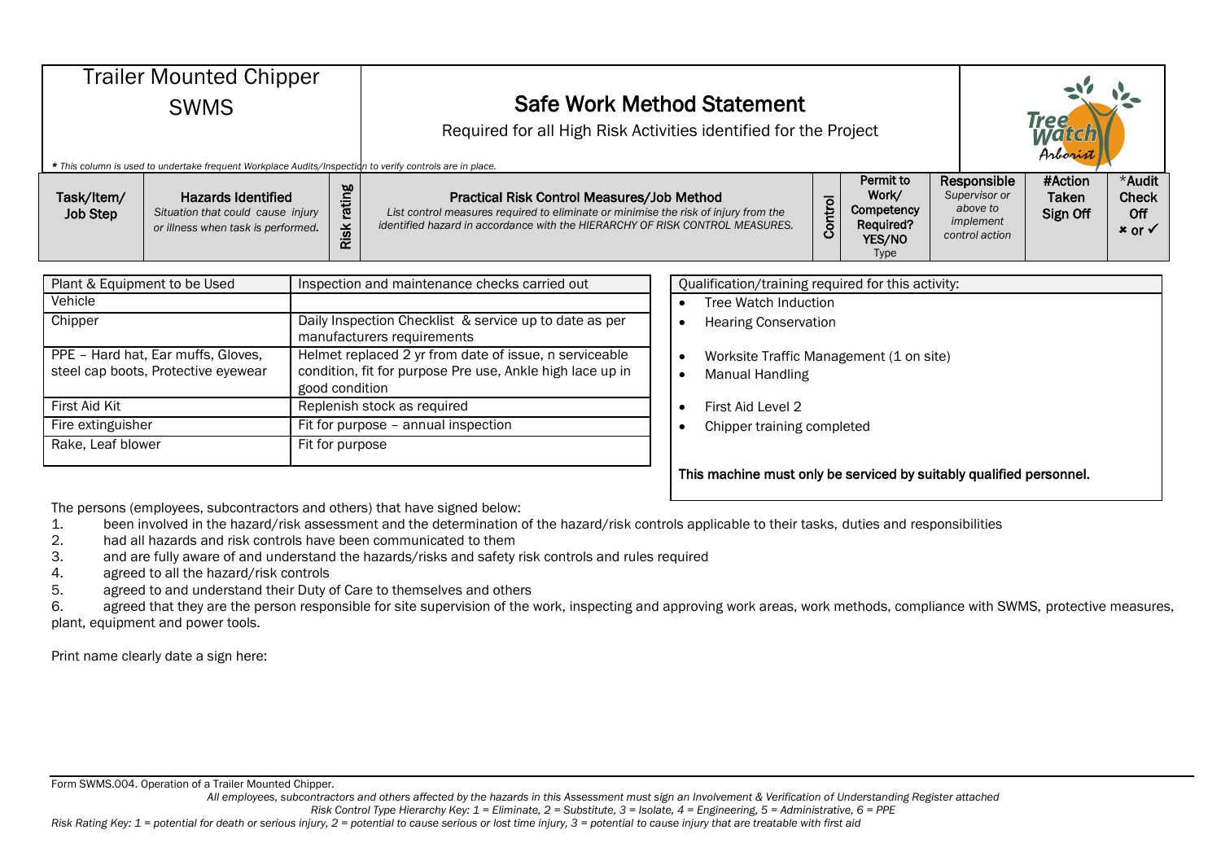# Trailer Mounted Chipper SWMS

## Safe Work Method Statement

Required for all High Risk Activities identified for the Project

*\* This column is used to undertake frequent Workplace Audits/Inspection to verify controls are in place.*

| Task/Item/ Job Step | Hazards Identified *Situation that could cause injury or illness when task is performed.* | Risk rating | Practical Risk Control Measures/Job Method *List control measures required to eliminate or minimise the risk of injury from the identified hazard in accordance with the HIERARCHY OF RISK CONTROL MEASURES.* | Control | Permit to Work/ Competency Required? YES/NO Type | Responsible *Supervisor or above to implement control action* | #Action Taken Sign Off | *Audit Check Off ✖ or ✓ |
|---|---|---|---|---|---|---|---|---|

| Plant & Equipment to be Used | Inspection and maintenance checks carried out |
|---|---|
| Vehicle | |
| Chipper | Daily Inspection Checklist & service up to date as per manufacturers requirements |
| PPE – Hard hat, Ear muffs, Gloves, steel cap boots, Protective eyewear | Helmet replaced 2 yr from date of issue, n serviceable condition, fit for purpose Pre use, Ankle high lace up in good condition |
| First Aid Kit | Replenish stock as required |
| Fire extinguisher | Fit for purpose – annual inspection |
| Rake, Leaf blower | Fit for purpose |

Qualification/training required for this activity:

- Tree Watch Induction
- Hearing Conservation
- Worksite Traffic Management (1 on site)
- Manual Handling
- First Aid Level 2
- Chipper training completed

**This machine must only be serviced by suitably qualified personnel.**

The persons (employees, subcontractors and others) that have signed below:

1. been involved in the hazard/risk assessment and the determination of the hazard/risk controls applicable to their tasks, duties and responsibilities
2. had all hazards and risk controls have been communicated to them
3. and are fully aware of and understand the hazards/risks and safety risk controls and rules required
4. agreed to all the hazard/risk controls
5. agreed to and understand their Duty of Care to themselves and others
6. agreed that they are the person responsible for site supervision of the work, inspecting and approving work areas, work methods, compliance with SWMS, protective measures, plant, equipment and power tools.

Print name clearly date a sign here:

Form SWMS.004. Operation of a Trailer Mounted Chipper.

*All employees, subcontractors and others affected by the hazards in this Assessment must sign an Involvement & Verification of Understanding Register attached*

*Risk Control Type Hierarchy Key: 1 = Eliminate, 2 = Substitute, 3 = Isolate, 4 = Engineering, 5 = Administrative, 6 = PPE*

*Risk Rating Key: 1 = potential for death or serious injury, 2 = potential to cause serious or lost time injury, 3 = potential to cause injury that are treatable with first aid*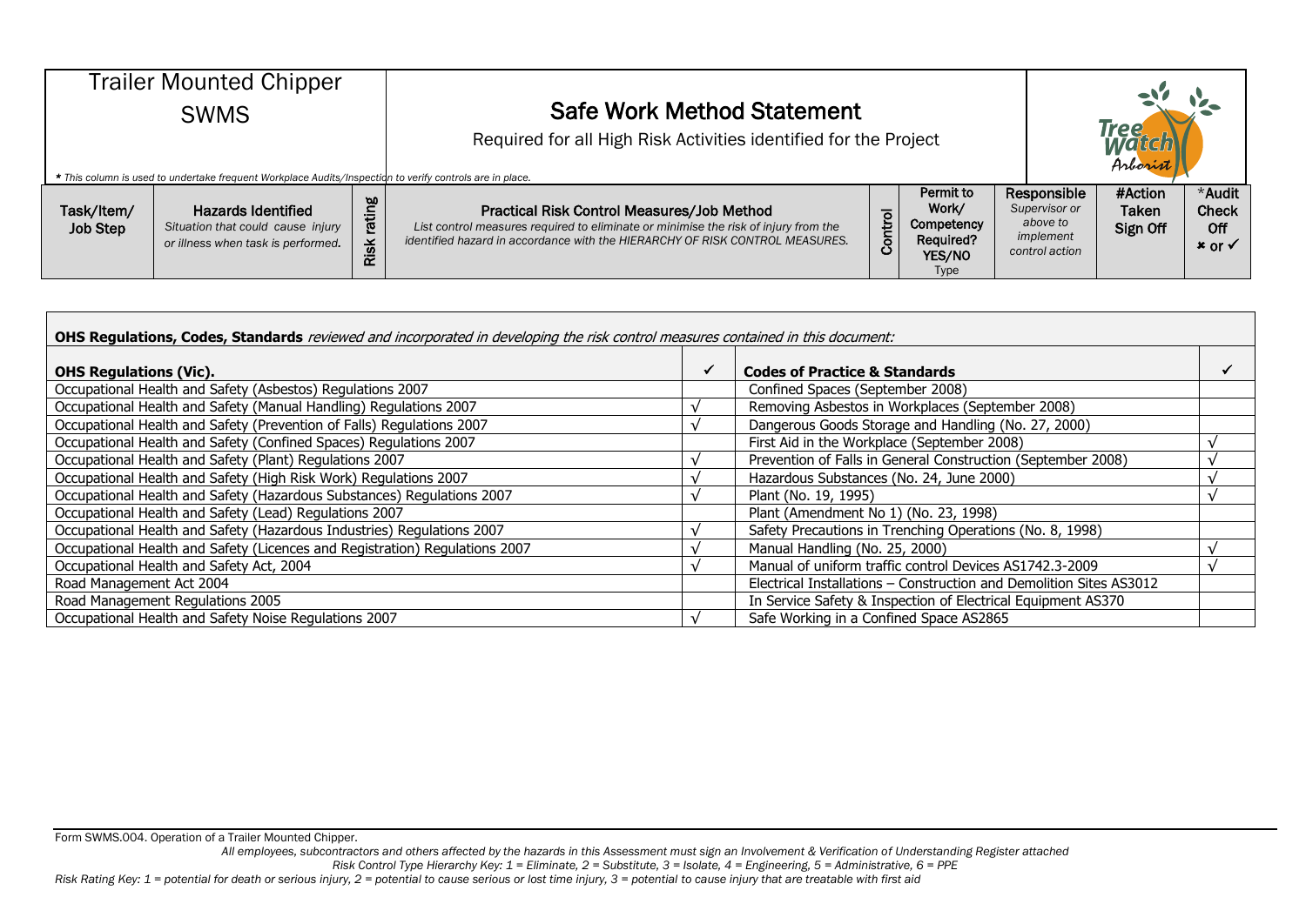# Trailer Mounted Chipper SWMS

## Safe Work Method Statement

Required for all High Risk Activities identified for the Project

*** This column is used to undertake frequent Workplace Audits/Inspection to verify controls are in place.*

| Task/Item/ Job Step | Hazards Identified *Situation that could cause injury or illness when task is performed.* | Risk rating | Practical Risk Control Measures/Job Method *List control measures required to eliminate or minimise the risk of injury from the identified hazard in accordance with the HIERARCHY OF RISK CONTROL MEASURES.* | Control | Permit to Work/ Competency Required? YES/NO Type | Responsible *Supervisor or above to implement control action* | #Action Taken Sign Off | *Audit Check Off ✖ or ✓ |
|---|---|---|---|---|---|---|---|---|

**OHS Regulations, Codes, Standards** *reviewed and incorporated in developing the risk control measures contained in this document:*

| OHS Regulations (Vic). | ✓ | Codes of Practice & Standards | ✓ |
|---|---|---|---|
| Occupational Health and Safety (Asbestos) Regulations 2007 | | Confined Spaces (September 2008) | |
| Occupational Health and Safety (Manual Handling) Regulations 2007 | √ | Removing Asbestos in Workplaces (September 2008) | |
| Occupational Health and Safety (Prevention of Falls) Regulations 2007 | √ | Dangerous Goods Storage and Handling (No. 27, 2000) | |
| Occupational Health and Safety (Confined Spaces) Regulations 2007 | | First Aid in the Workplace (September 2008) | √ |
| Occupational Health and Safety (Plant) Regulations 2007 | √ | Prevention of Falls in General Construction (September 2008) | √ |
| Occupational Health and Safety (High Risk Work) Regulations 2007 | √ | Hazardous Substances (No. 24, June 2000) | √ |
| Occupational Health and Safety (Hazardous Substances) Regulations 2007 | √ | Plant (No. 19, 1995) | √ |
| Occupational Health and Safety (Lead) Regulations 2007 | | Plant (Amendment No 1) (No. 23, 1998) | |
| Occupational Health and Safety (Hazardous Industries) Regulations 2007 | √ | Safety Precautions in Trenching Operations (No. 8, 1998) | |
| Occupational Health and Safety (Licences and Registration) Regulations 2007 | √ | Manual Handling (No. 25, 2000) | √ |
| Occupational Health and Safety Act, 2004 | √ | Manual of uniform traffic control Devices AS1742.3-2009 | √ |
| Road Management Act 2004 | | Electrical Installations – Construction and Demolition Sites AS3012 | |
| Road Management Regulations 2005 | | In Service Safety & Inspection of Electrical Equipment AS370 | |
| Occupational Health and Safety Noise Regulations 2007 | √ | Safe Working in a Confined Space AS2865 | |

Form SWMS.004. Operation of a Trailer Mounted Chipper.

*All employees, subcontractors and others affected by the hazards in this Assessment must sign an Involvement & Verification of Understanding Register attached*

*Risk Control Type Hierarchy Key: 1 = Eliminate, 2 = Substitute, 3 = Isolate, 4 = Engineering, 5 = Administrative, 6 = PPE*

*Risk Rating Key: 1 = potential for death or serious injury, 2 = potential to cause serious or lost time injury, 3 = potential to cause injury that are treatable with first aid*